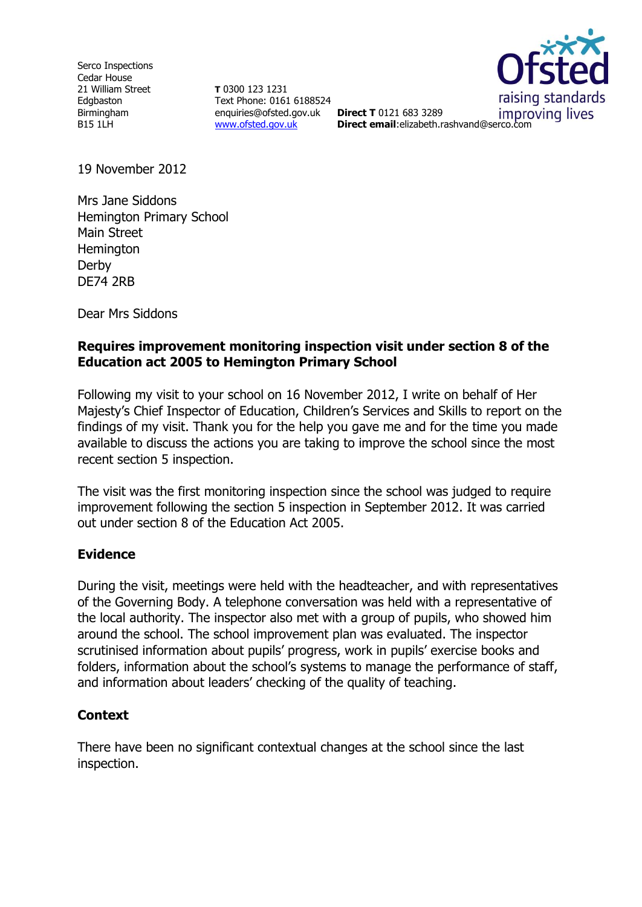Serco Inspections
Cedar House
21 William Street
Edgbaston
Birmingham
B15 1LH

**T** 0300 123 1231
Text Phone: 0161 6188524
enquiries@ofsted.gov.uk
www.ofsted.gov.uk

**Direct T** 0121 683 3289
**Direct email**:elizabeth.rashvand@serco.com

19 November 2012

Mrs Jane Siddons
Hemington Primary School
Main Street
Hemington
Derby
DE74 2RB

Dear Mrs Siddons

**Requires improvement monitoring inspection visit under section 8 of the Education act 2005 to Hemington Primary School**

Following my visit to your school on 16 November 2012, I write on behalf of Her Majesty's Chief Inspector of Education, Children's Services and Skills to report on the findings of my visit. Thank you for the help you gave me and for the time you made available to discuss the actions you are taking to improve the school since the most recent section 5 inspection.

The visit was the first monitoring inspection since the school was judged to require improvement following the section 5 inspection in September 2012. It was carried out under section 8 of the Education Act 2005.

## Evidence

During the visit, meetings were held with the headteacher, and with representatives of the Governing Body. A telephone conversation was held with a representative of the local authority. The inspector also met with a group of pupils, who showed him around the school. The school improvement plan was evaluated. The inspector scrutinised information about pupils' progress, work in pupils' exercise books and folders, information about the school's systems to manage the performance of staff, and information about leaders' checking of the quality of teaching.

## Context

There have been no significant contextual changes at the school since the last inspection.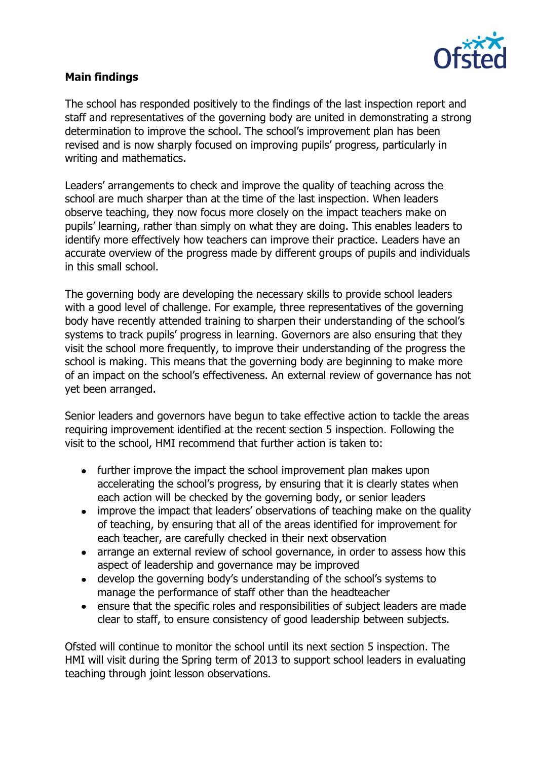**Main findings**

The school has responded positively to the findings of the last inspection report and staff and representatives of the governing body are united in demonstrating a strong determination to improve the school. The school's improvement plan has been revised and is now sharply focused on improving pupils' progress, particularly in writing and mathematics.

Leaders' arrangements to check and improve the quality of teaching across the school are much sharper than at the time of the last inspection. When leaders observe teaching, they now focus more closely on the impact teachers make on pupils' learning, rather than simply on what they are doing. This enables leaders to identify more effectively how teachers can improve their practice. Leaders have an accurate overview of the progress made by different groups of pupils and individuals in this small school.

The governing body are developing the necessary skills to provide school leaders with a good level of challenge. For example, three representatives of the governing body have recently attended training to sharpen their understanding of the school's systems to track pupils' progress in learning. Governors are also ensuring that they visit the school more frequently, to improve their understanding of the progress the school is making. This means that the governing body are beginning to make more of an impact on the school's effectiveness. An external review of governance has not yet been arranged.

Senior leaders and governors have begun to take effective action to tackle the areas requiring improvement identified at the recent section 5 inspection. Following the visit to the school, HMI recommend that further action is taken to:

- further improve the impact the school improvement plan makes upon accelerating the school's progress, by ensuring that it is clearly states when each action will be checked by the governing body, or senior leaders
- improve the impact that leaders' observations of teaching make on the quality of teaching, by ensuring that all of the areas identified for improvement for each teacher, are carefully checked in their next observation
- arrange an external review of school governance, in order to assess how this aspect of leadership and governance may be improved
- develop the governing body's understanding of the school's systems to manage the performance of staff other than the headteacher
- ensure that the specific roles and responsibilities of subject leaders are made clear to staff, to ensure consistency of good leadership between subjects.

Ofsted will continue to monitor the school until its next section 5 inspection. The HMI will visit during the Spring term of 2013 to support school leaders in evaluating teaching through joint lesson observations.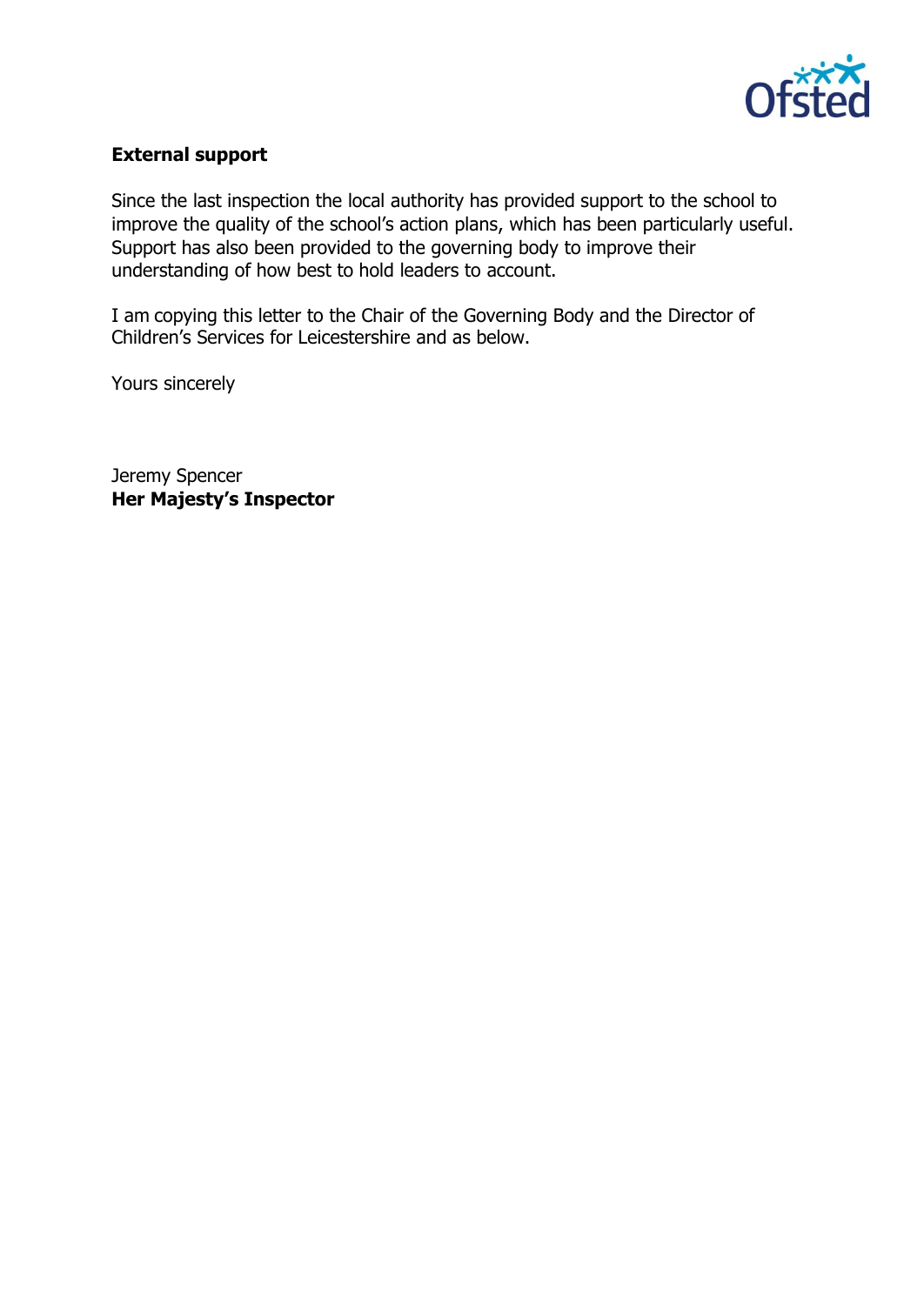**External support**

Since the last inspection the local authority has provided support to the school to improve the quality of the school's action plans, which has been particularly useful. Support has also been provided to the governing body to improve their understanding of how best to hold leaders to account.

I am copying this letter to the Chair of the Governing Body and the Director of Children's Services for Leicestershire and as below.

Yours sincerely

Jeremy Spencer
**Her Majesty's Inspector**